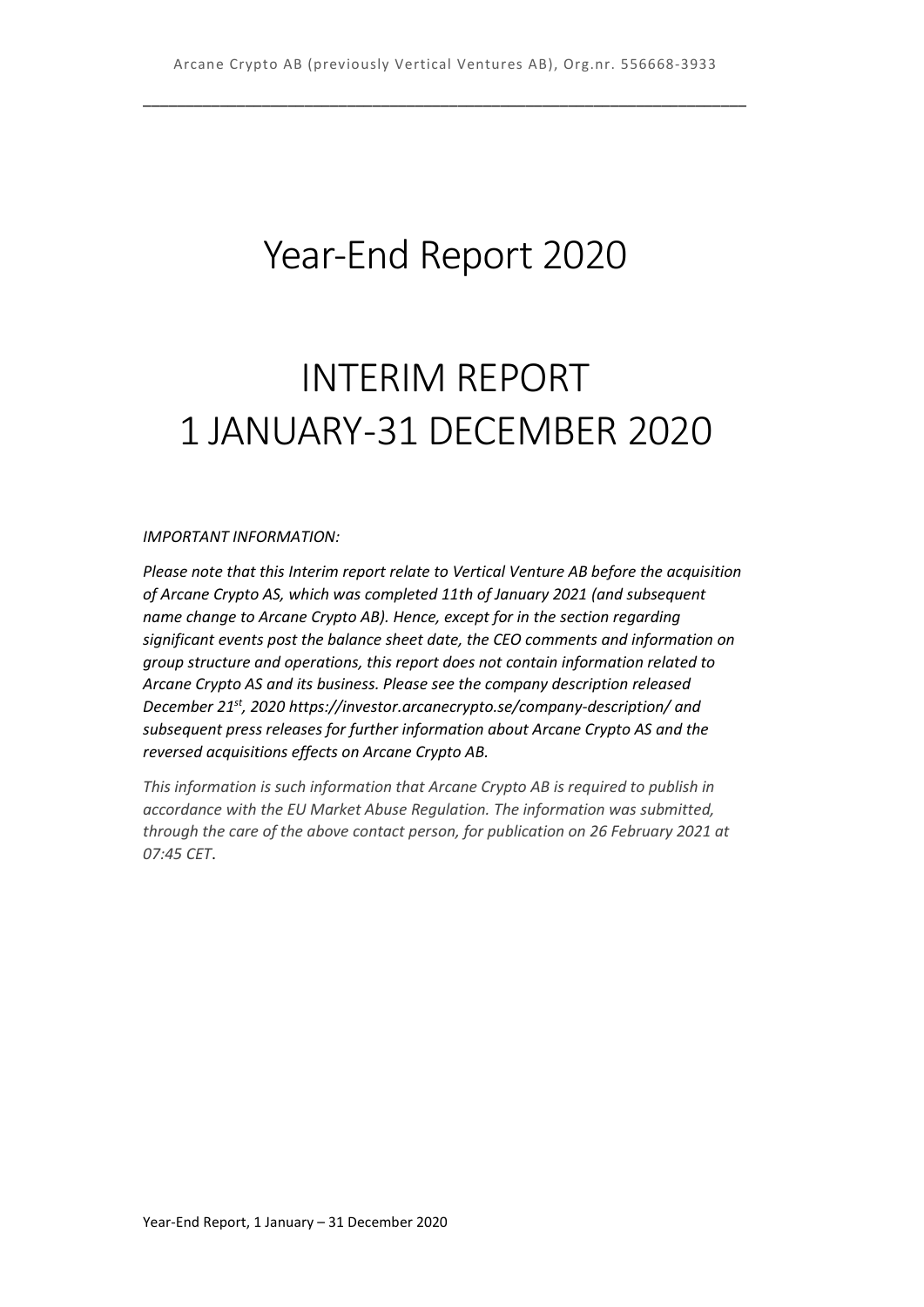# Year-End Report 2020

# INTERIM REPORT 1 JANUARY-31 DECEMBER 2020

*IMPORTANT INFORMATION:*

*Please note that this Interim report relate to Vertical Venture AB before the acquisition of Arcane Crypto AS, which was completed 11th of January 2021 (and subsequent name change to Arcane Crypto AB). Hence, except for in the section regarding significant events post the balance sheet date, the CEO comments and information on group structure and operations, this report does not contain information related to Arcane Crypto AS and its business. Please see the company description released December 21st, 2020 https://investor.arcanecrypto.se/company-description/ and subsequent press releases for further information about Arcane Crypto AS and the reversed acquisitions effects on Arcane Crypto AB.*

*This information is such information that Arcane Crypto AB is required to publish in accordance with the EU Market Abuse Regulation. The information was submitted, through the care of the above contact person, for publication on 26 February 2021 at 07:45 CET.*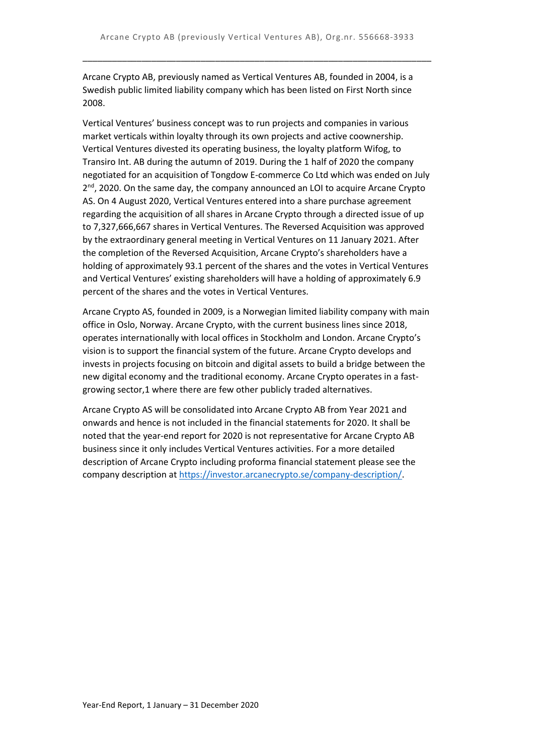Arcane Crypto AB, previously named as Vertical Ventures AB, founded in 2004, is a Swedish public limited liability company which has been listed on First North since 2008.

Vertical Ventures' business concept was to run projects and companies in various market verticals within loyalty through its own projects and active coownership. Vertical Ventures divested its operating business, the loyalty platform Wifog, to Transiro Int. AB during the autumn of 2019. During the 1 half of 2020 the company negotiated for an acquisition of Tongdow E-commerce Co Ltd which was ended on July 2nd, 2020. On the same day, the company announced an LOI to acquire Arcane Crypto AS. On 4 August 2020, Vertical Ventures entered into a share purchase agreement regarding the acquisition of all shares in Arcane Crypto through a directed issue of up to 7,327,666,667 shares in Vertical Ventures. The Reversed Acquisition was approved by the extraordinary general meeting in Vertical Ventures on 11 January 2021. After the completion of the Reversed Acquisition, Arcane Crypto's shareholders have a holding of approximately 93.1 percent of the shares and the votes in Vertical Ventures and Vertical Ventures' existing shareholders will have a holding of approximately 6.9 percent of the shares and the votes in Vertical Ventures.

Arcane Crypto AS, founded in 2009, is a Norwegian limited liability company with main office in Oslo, Norway. Arcane Crypto, with the current business lines since 2018, operates internationally with local offices in Stockholm and London. Arcane Crypto's vision is to support the financial system of the future. Arcane Crypto develops and invests in projects focusing on bitcoin and digital assets to build a bridge between the new digital economy and the traditional economy. Arcane Crypto operates in a fast-growing sector,1 where there are few other publicly traded alternatives.

Arcane Crypto AS will be consolidated into Arcane Crypto AB from Year 2021 and onwards and hence is not included in the financial statements for 2020. It shall be noted that the year-end report for 2020 is not representative for Arcane Crypto AB business since it only includes Vertical Ventures activities. For a more detailed description of Arcane Crypto including proforma financial statement please see the company description at [https://investor.arcanecrypto.se/company-description/](https://investor.arcanecrypto.se/company-description/).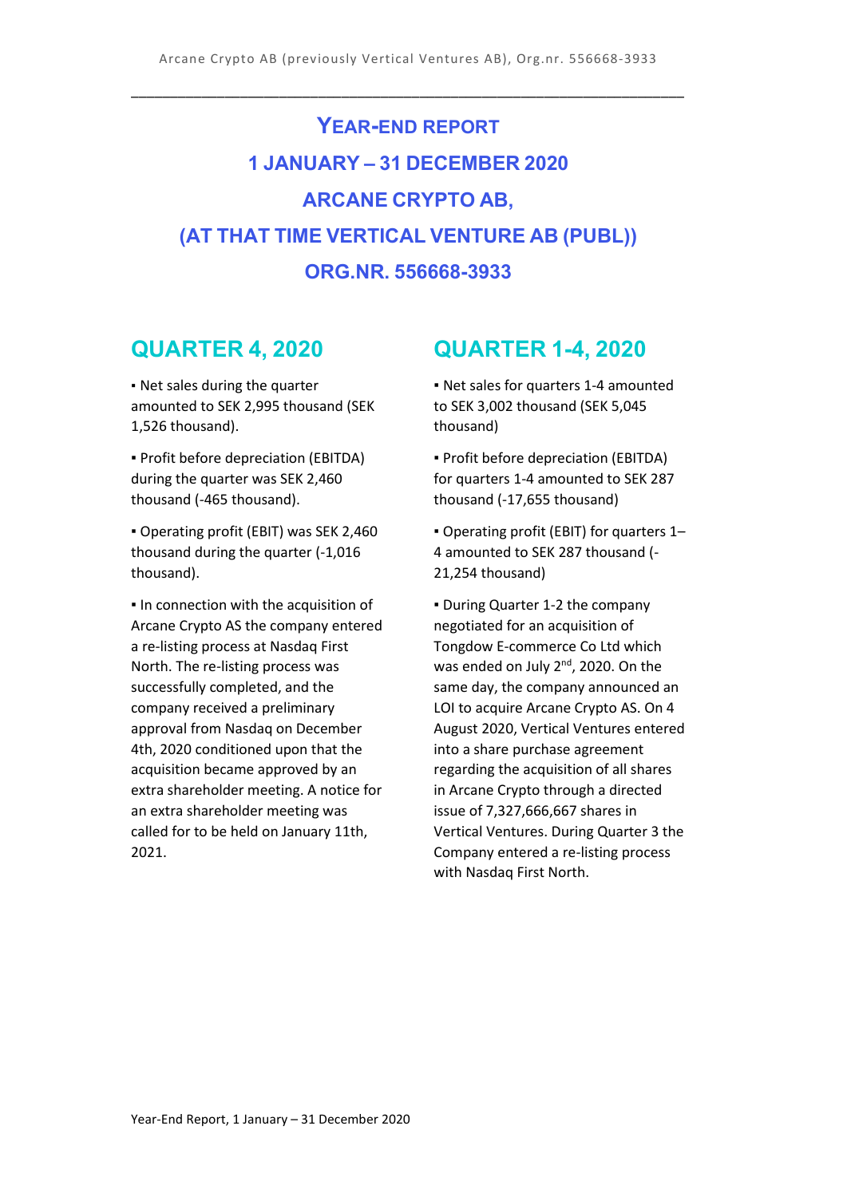# YEAR-END REPORT

# 1 JANUARY – 31 DECEMBER 2020

# ARCANE CRYPTO AB,

# (AT THAT TIME VERTICAL VENTURE AB (PUBL))

# ORG.NR. 556668-3933

## QUARTER 4, 2020

▪ Net sales during the quarter amounted to SEK 2,995 thousand (SEK 1,526 thousand).

▪ Profit before depreciation (EBITDA) during the quarter was SEK 2,460 thousand (-465 thousand).

▪ Operating profit (EBIT) was SEK 2,460 thousand during the quarter (-1,016 thousand).

▪ In connection with the acquisition of Arcane Crypto AS the company entered a re-listing process at Nasdaq First North. The re-listing process was successfully completed, and the company received a preliminary approval from Nasdaq on December 4th, 2020 conditioned upon that the acquisition became approved by an extra shareholder meeting. A notice for an extra shareholder meeting was called for to be held on January 11th, 2021.

## QUARTER 1-4, 2020

▪ Net sales for quarters 1-4 amounted to SEK 3,002 thousand (SEK 5,045 thousand)

▪ Profit before depreciation (EBITDA) for quarters 1-4 amounted to SEK 287 thousand (-17,655 thousand)

▪ Operating profit (EBIT) for quarters 1–4 amounted to SEK 287 thousand (-21,254 thousand)

▪ During Quarter 1-2 the company negotiated for an acquisition of Tongdow E-commerce Co Ltd which was ended on July 2nd, 2020. On the same day, the company announced an LOI to acquire Arcane Crypto AS. On 4 August 2020, Vertical Ventures entered into a share purchase agreement regarding the acquisition of all shares in Arcane Crypto through a directed issue of 7,327,666,667 shares in Vertical Ventures. During Quarter 3 the Company entered a re-listing process with Nasdaq First North.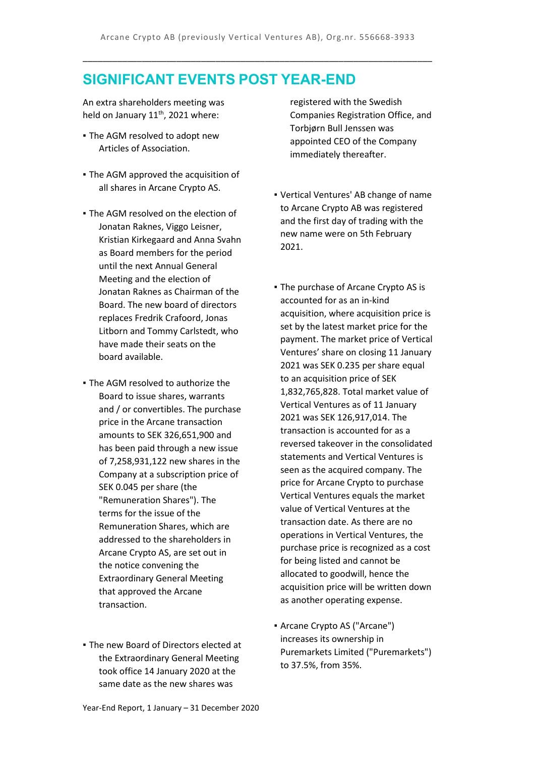## SIGNIFICANT EVENTS POST YEAR-END

An extra shareholders meeting was held on January 11th, 2021 where:

- The AGM resolved to adopt new Articles of Association.
- The AGM approved the acquisition of all shares in Arcane Crypto AS.
- The AGM resolved on the election of Jonatan Raknes, Viggo Leisner, Kristian Kirkegaard and Anna Svahn as Board members for the period until the next Annual General Meeting and the election of Jonatan Raknes as Chairman of the Board. The new board of directors replaces Fredrik Crafoord, Jonas Litborn and Tommy Carlstedt, who have made their seats on the board available.
- The AGM resolved to authorize the Board to issue shares, warrants and / or convertibles. The purchase price in the Arcane transaction amounts to SEK 326,651,900 and has been paid through a new issue of 7,258,931,122 new shares in the Company at a subscription price of SEK 0.045 per share (the "Remuneration Shares"). The terms for the issue of the Remuneration Shares, which are addressed to the shareholders in Arcane Crypto AS, are set out in the notice convening the Extraordinary General Meeting that approved the Arcane transaction.
- The new Board of Directors elected at the Extraordinary General Meeting took office 14 January 2020 at the same date as the new shares was registered with the Swedish Companies Registration Office, and Torbjørn Bull Jenssen was appointed CEO of the Company immediately thereafter.
- Vertical Ventures' AB change of name to Arcane Crypto AB was registered and the first day of trading with the new name were on 5th February 2021.
- The purchase of Arcane Crypto AS is accounted for as an in-kind acquisition, where acquisition price is set by the latest market price for the payment. The market price of Vertical Ventures' share on closing 11 January 2021 was SEK 0.235 per share equal to an acquisition price of SEK 1,832,765,828. Total market value of Vertical Ventures as of 11 January 2021 was SEK 126,917,014. The transaction is accounted for as a reversed takeover in the consolidated statements and Vertical Ventures is seen as the acquired company. The price for Arcane Crypto to purchase Vertical Ventures equals the market value of Vertical Ventures at the transaction date. As there are no operations in Vertical Ventures, the purchase price is recognized as a cost for being listed and cannot be allocated to goodwill, hence the acquisition price will be written down as another operating expense.
- Arcane Crypto AS ("Arcane") increases its ownership in Puremarkets Limited ("Puremarkets") to 37.5%, from 35%.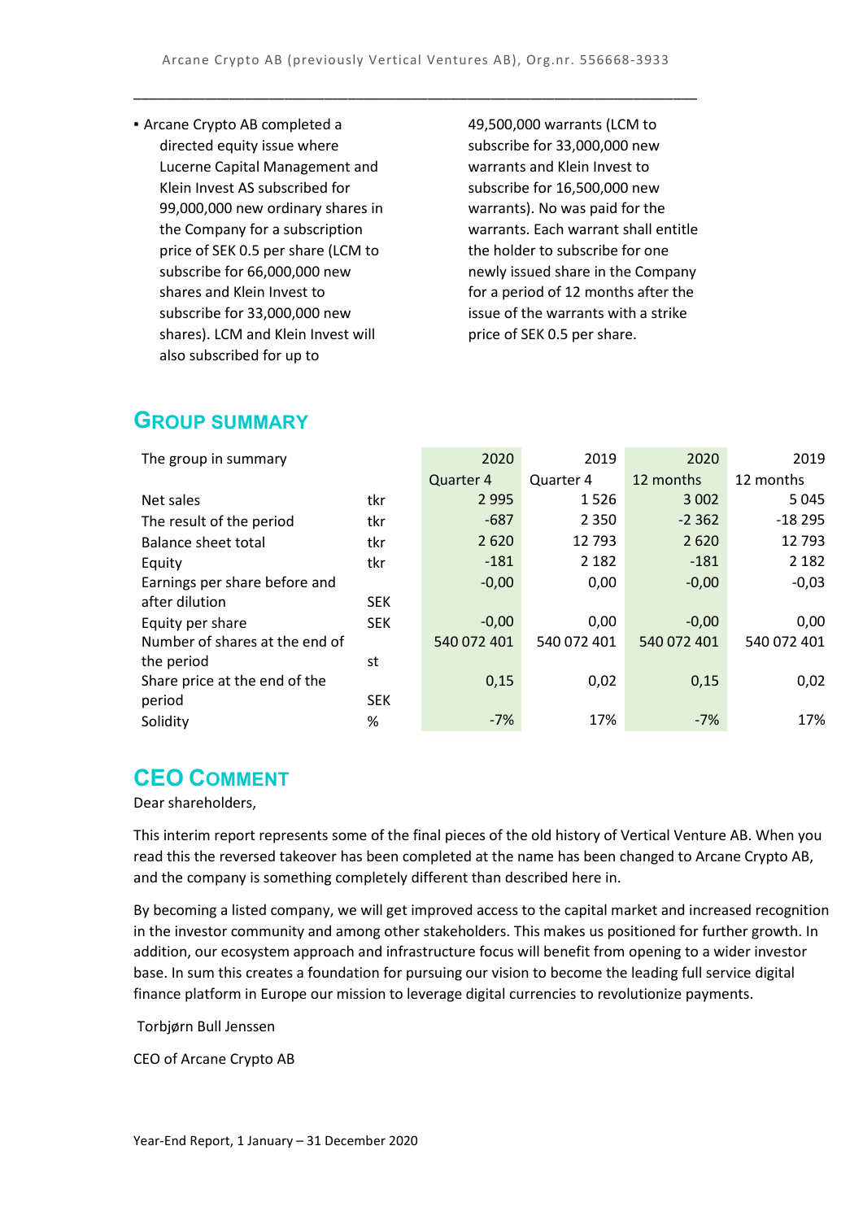- Arcane Crypto AB completed a directed equity issue where Lucerne Capital Management and Klein Invest AS subscribed for 99,000,000 new ordinary shares in the Company for a subscription price of SEK 0.5 per share (LCM to subscribe for 66,000,000 new shares and Klein Invest to subscribe for 33,000,000 new shares). LCM and Klein Invest will also subscribed for up to 49,500,000 warrants (LCM to subscribe for 33,000,000 new warrants and Klein Invest to subscribe for 16,500,000 new warrants). No was paid for the warrants. Each warrant shall entitle the holder to subscribe for one newly issued share in the Company for a period of 12 months after the issue of the warrants with a strike price of SEK 0.5 per share.

## Group Summary

| The group in summary | | 2020 Quarter 4 | 2019 Quarter 4 | 2020 12 months | 2019 12 months |
|---|---|---|---|---|---|
| Net sales | tkr | 2 995 | 1 526 | 3 002 | 5 045 |
| The result of the period | tkr | -687 | 2 350 | -2 362 | -18 295 |
| Balance sheet total | tkr | 2 620 | 12 793 | 2 620 | 12 793 |
| Equity | tkr | -181 | 2 182 | -181 | 2 182 |
| Earnings per share before and after dilution | SEK | -0,00 | 0,00 | -0,00 | -0,03 |
| Equity per share | SEK | -0,00 | 0,00 | -0,00 | 0,00 |
| Number of shares at the end of the period | st | 540 072 401 | 540 072 401 | 540 072 401 | 540 072 401 |
| Share price at the end of the period | SEK | 0,15 | 0,02 | 0,15 | 0,02 |
| Solidity | % | -7% | 17% | -7% | 17% |

## CEO Comment

Dear shareholders,

This interim report represents some of the final pieces of the old history of Vertical Venture AB. When you read this the reversed takeover has been completed at the name has been changed to Arcane Crypto AB, and the company is something completely different than described here in.

By becoming a listed company, we will get improved access to the capital market and increased recognition in the investor community and among other stakeholders. This makes us positioned for further growth. In addition, our ecosystem approach and infrastructure focus will benefit from opening to a wider investor base. In sum this creates a foundation for pursuing our vision to become the leading full service digital finance platform in Europe our mission to leverage digital currencies to revolutionize payments.

Torbjørn Bull Jenssen

CEO of Arcane Crypto AB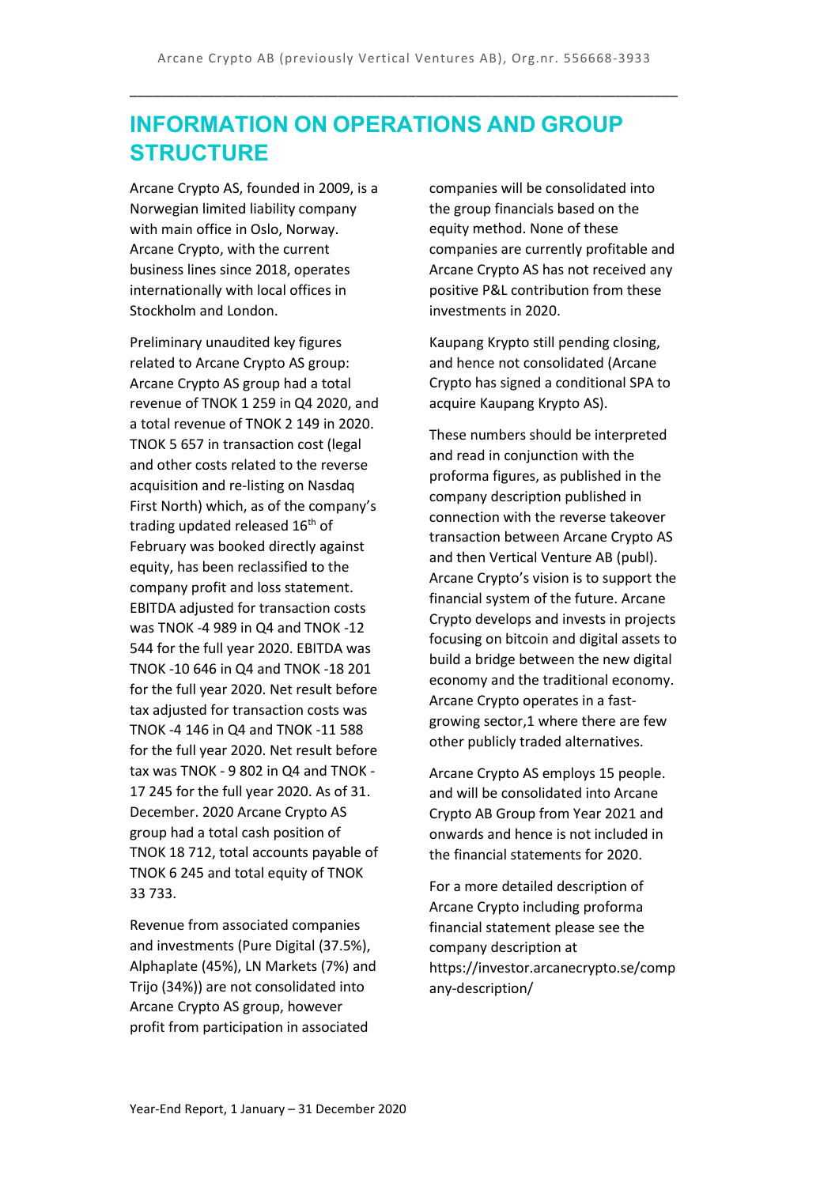# INFORMATION ON OPERATIONS AND GROUP STRUCTURE

Arcane Crypto AS, founded in 2009, is a Norwegian limited liability company with main office in Oslo, Norway. Arcane Crypto, with the current business lines since 2018, operates internationally with local offices in Stockholm and London.

Preliminary unaudited key figures related to Arcane Crypto AS group: Arcane Crypto AS group had a total revenue of TNOK 1 259 in Q4 2020, and a total revenue of TNOK 2 149 in 2020. TNOK 5 657 in transaction cost (legal and other costs related to the reverse acquisition and re-listing on Nasdaq First North) which, as of the company's trading updated released 16th of February was booked directly against equity, has been reclassified to the company profit and loss statement. EBITDA adjusted for transaction costs was TNOK -4 989 in Q4 and TNOK -12 544 for the full year 2020. EBITDA was TNOK -10 646 in Q4 and TNOK -18 201 for the full year 2020. Net result before tax adjusted for transaction costs was TNOK -4 146 in Q4 and TNOK -11 588 for the full year 2020. Net result before tax was TNOK - 9 802 in Q4 and TNOK - 17 245 for the full year 2020. As of 31. December. 2020 Arcane Crypto AS group had a total cash position of TNOK 18 712, total accounts payable of TNOK 6 245 and total equity of TNOK 33 733.

Revenue from associated companies and investments (Pure Digital (37.5%), Alphaplate (45%), LN Markets (7%) and Trijo (34%)) are not consolidated into Arcane Crypto AS group, however profit from participation in associated companies will be consolidated into the group financials based on the equity method. None of these companies are currently profitable and Arcane Crypto AS has not received any positive P&L contribution from these investments in 2020.

Kaupang Krypto still pending closing, and hence not consolidated (Arcane Crypto has signed a conditional SPA to acquire Kaupang Krypto AS).

These numbers should be interpreted and read in conjunction with the proforma figures, as published in the company description published in connection with the reverse takeover transaction between Arcane Crypto AS and then Vertical Venture AB (publ). Arcane Crypto's vision is to support the financial system of the future. Arcane Crypto develops and invests in projects focusing on bitcoin and digital assets to build a bridge between the new digital economy and the traditional economy. Arcane Crypto operates in a fast-growing sector,1 where there are few other publicly traded alternatives.

Arcane Crypto AS employs 15 people. and will be consolidated into Arcane Crypto AB Group from Year 2021 and onwards and hence is not included in the financial statements for 2020.

For a more detailed description of Arcane Crypto including proforma financial statement please see the company description at https://investor.arcanecrypto.se/company-description/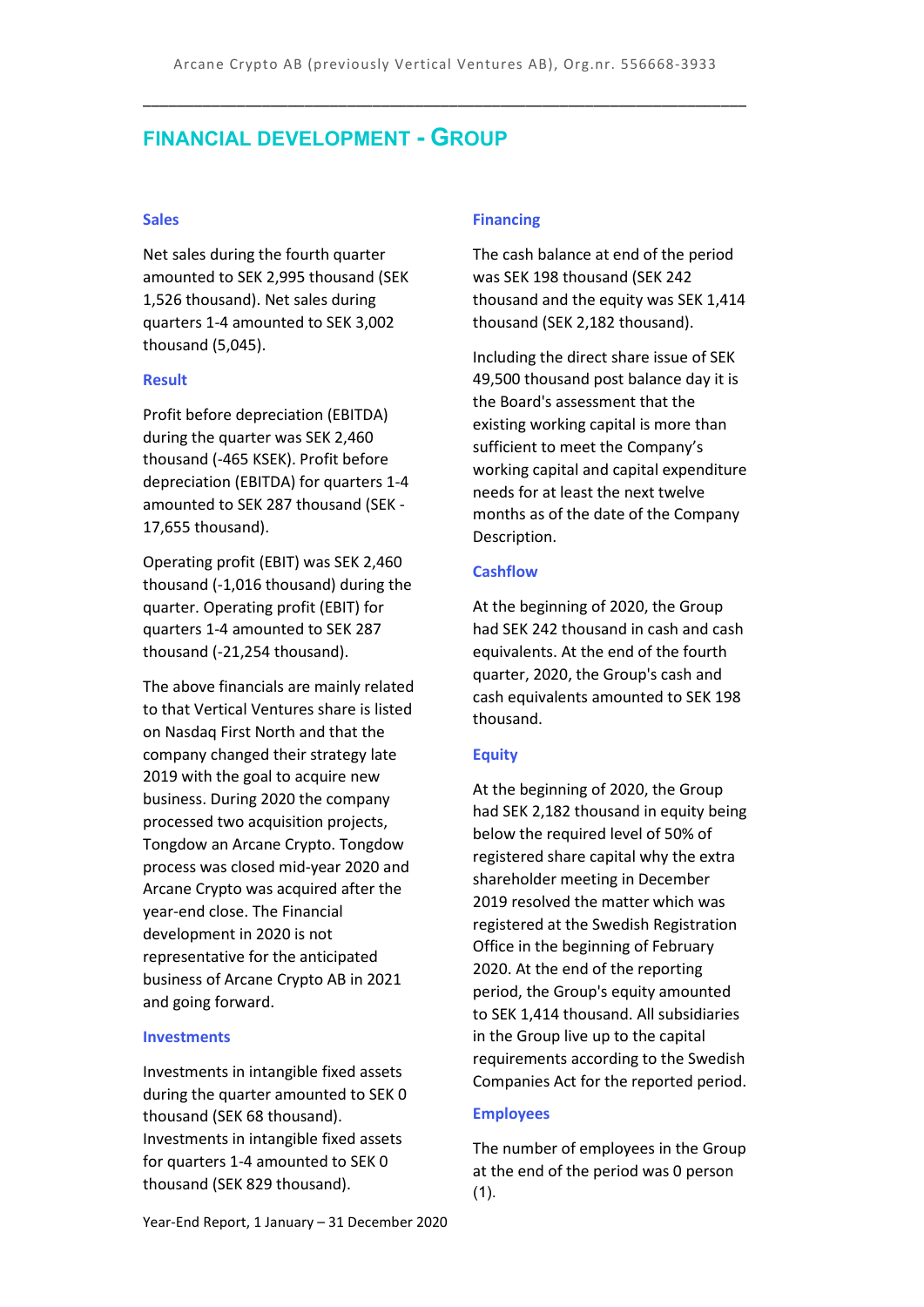## FINANCIAL DEVELOPMENT - GROUP

### Sales

Net sales during the fourth quarter amounted to SEK 2,995 thousand (SEK 1,526 thousand). Net sales during quarters 1-4 amounted to SEK 3,002 thousand (5,045).

### Result

Profit before depreciation (EBITDA) during the quarter was SEK 2,460 thousand (-465 KSEK). Profit before depreciation (EBITDA) for quarters 1-4 amounted to SEK 287 thousand (SEK -17,655 thousand).

Operating profit (EBIT) was SEK 2,460 thousand (-1,016 thousand) during the quarter. Operating profit (EBIT) for quarters 1-4 amounted to SEK 287 thousand (-21,254 thousand).

The above financials are mainly related to that Vertical Ventures share is listed on Nasdaq First North and that the company changed their strategy late 2019 with the goal to acquire new business. During 2020 the company processed two acquisition projects, Tongdow an Arcane Crypto. Tongdow process was closed mid-year 2020 and Arcane Crypto was acquired after the year-end close. The Financial development in 2020 is not representative for the anticipated business of Arcane Crypto AB in 2021 and going forward.

### Investments

Investments in intangible fixed assets during the quarter amounted to SEK 0 thousand (SEK 68 thousand). Investments in intangible fixed assets for quarters 1-4 amounted to SEK 0 thousand (SEK 829 thousand).

### Financing

The cash balance at end of the period was SEK 198 thousand (SEK 242 thousand and the equity was SEK 1,414 thousand (SEK 2,182 thousand).

Including the direct share issue of SEK 49,500 thousand post balance day it is the Board's assessment that the existing working capital is more than sufficient to meet the Company's working capital and capital expenditure needs for at least the next twelve months as of the date of the Company Description.

### Cashflow

At the beginning of 2020, the Group had SEK 242 thousand in cash and cash equivalents. At the end of the fourth quarter, 2020, the Group's cash and cash equivalents amounted to SEK 198 thousand.

### Equity

At the beginning of 2020, the Group had SEK 2,182 thousand in equity being below the required level of 50% of registered share capital why the extra shareholder meeting in December 2019 resolved the matter which was registered at the Swedish Registration Office in the beginning of February 2020. At the end of the reporting period, the Group's equity amounted to SEK 1,414 thousand. All subsidiaries in the Group live up to the capital requirements according to the Swedish Companies Act for the reported period.

### Employees

The number of employees in the Group at the end of the period was 0 person (1).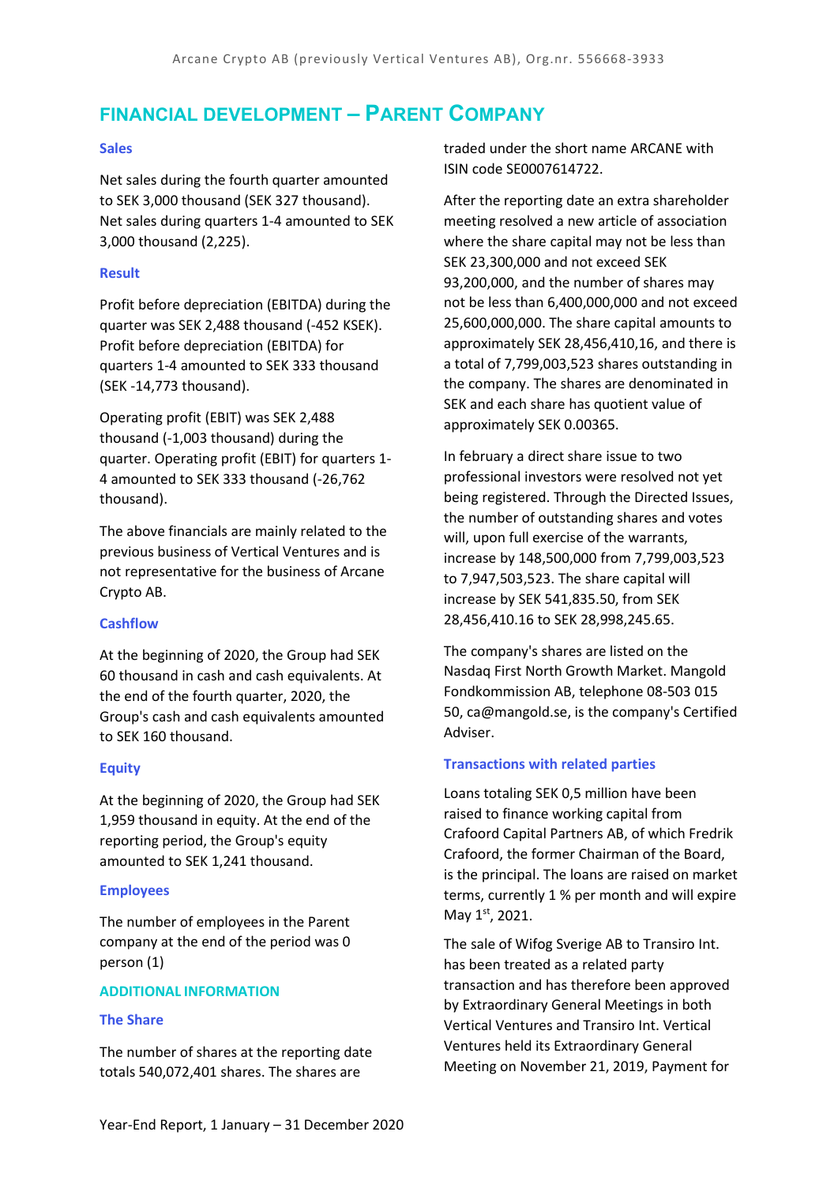# FINANCIAL DEVELOPMENT – PARENT COMPANY

### Sales

Net sales during the fourth quarter amounted to SEK 3,000 thousand (SEK 327 thousand). Net sales during quarters 1-4 amounted to SEK 3,000 thousand (2,225).

### Result

Profit before depreciation (EBITDA) during the quarter was SEK 2,488 thousand (-452 KSEK). Profit before depreciation (EBITDA) for quarters 1-4 amounted to SEK 333 thousand (SEK -14,773 thousand).

Operating profit (EBIT) was SEK 2,488 thousand (-1,003 thousand) during the quarter. Operating profit (EBIT) for quarters 1-4 amounted to SEK 333 thousand (-26,762 thousand).

The above financials are mainly related to the previous business of Vertical Ventures and is not representative for the business of Arcane Crypto AB.

### Cashflow

At the beginning of 2020, the Group had SEK 60 thousand in cash and cash equivalents. At the end of the fourth quarter, 2020, the Group's cash and cash equivalents amounted to SEK 160 thousand.

### Equity

At the beginning of 2020, the Group had SEK 1,959 thousand in equity. At the end of the reporting period, the Group's equity amounted to SEK 1,241 thousand.

### Employees

The number of employees in the Parent company at the end of the period was 0 person (1)

## ADDITIONAL INFORMATION

### The Share

The number of shares at the reporting date totals 540,072,401 shares. The shares are traded under the short name ARCANE with ISIN code SE0007614722.

After the reporting date an extra shareholder meeting resolved a new article of association where the share capital may not be less than SEK 23,300,000 and not exceed SEK 93,200,000, and the number of shares may not be less than 6,400,000,000 and not exceed 25,600,000,000. The share capital amounts to approximately SEK 28,456,410,16, and there is a total of 7,799,003,523 shares outstanding in the company. The shares are denominated in SEK and each share has quotient value of approximately SEK 0.00365.

In february a direct share issue to two professional investors were resolved not yet being registered. Through the Directed Issues, the number of outstanding shares and votes will, upon full exercise of the warrants, increase by 148,500,000 from 7,799,003,523 to 7,947,503,523. The share capital will increase by SEK 541,835.50, from SEK 28,456,410.16 to SEK 28,998,245.65.

The company's shares are listed on the Nasdaq First North Growth Market. Mangold Fondkommission AB, telephone 08-503 015 50, ca@mangold.se, is the company's Certified Adviser.

### Transactions with related parties

Loans totaling SEK 0,5 million have been raised to finance working capital from Crafoord Capital Partners AB, of which Fredrik Crafoord, the former Chairman of the Board, is the principal. The loans are raised on market terms, currently 1 % per month and will expire May 1st, 2021.

The sale of Wifog Sverige AB to Transiro Int. has been treated as a related party transaction and has therefore been approved by Extraordinary General Meetings in both Vertical Ventures and Transiro Int. Vertical Ventures held its Extraordinary General Meeting on November 21, 2019, Payment for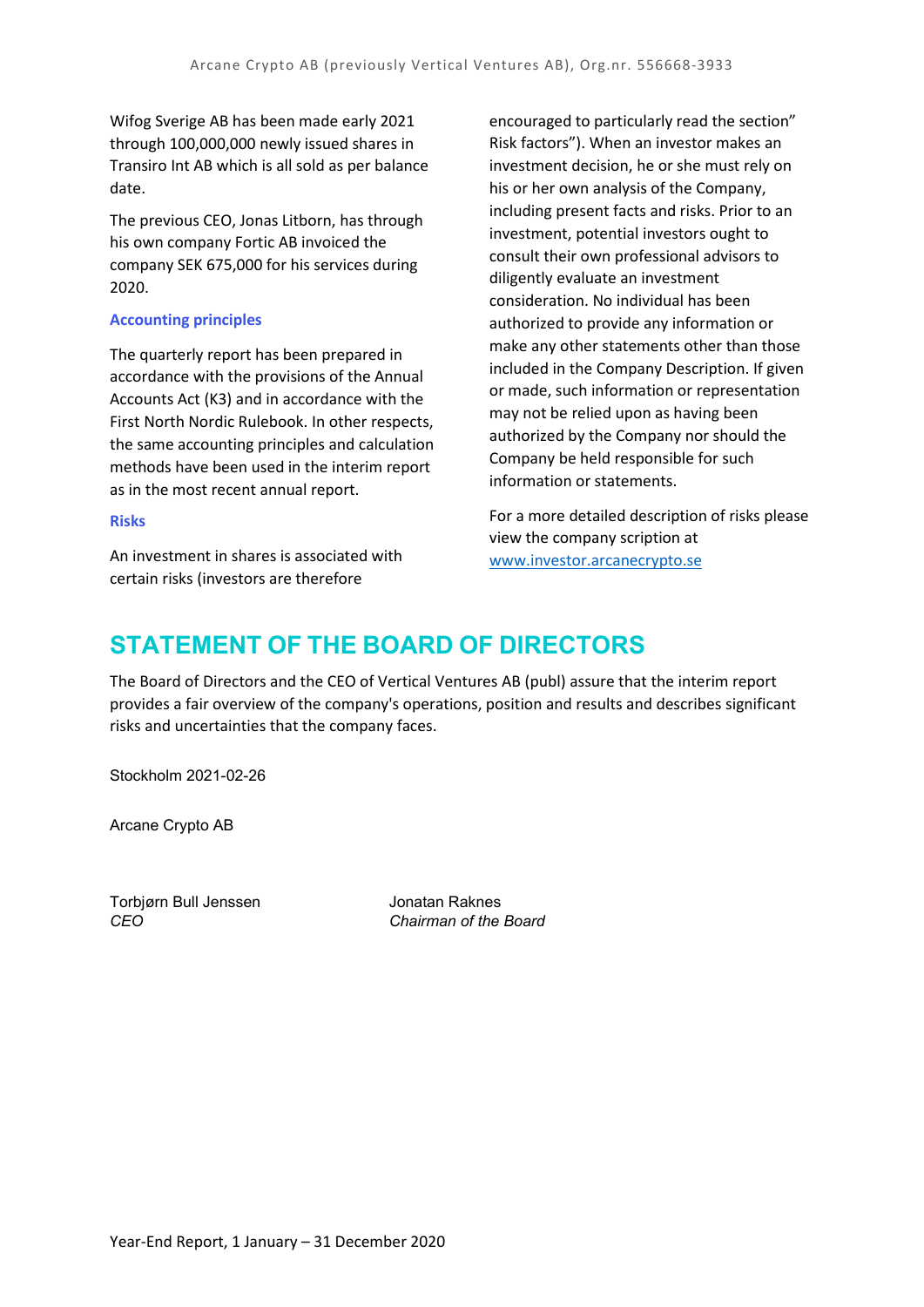Wifog Sverige AB has been made early 2021 through 100,000,000 newly issued shares in Transiro Int AB which is all sold as per balance date.

The previous CEO, Jonas Litborn, has through his own company Fortic AB invoiced the company SEK 675,000 for his services during 2020.

### Accounting principles

The quarterly report has been prepared in accordance with the provisions of the Annual Accounts Act (K3) and in accordance with the First North Nordic Rulebook. In other respects, the same accounting principles and calculation methods have been used in the interim report as in the most recent annual report.

### Risks

An investment in shares is associated with certain risks (investors are therefore encouraged to particularly read the section" Risk factors"). When an investor makes an investment decision, he or she must rely on his or her own analysis of the Company, including present facts and risks. Prior to an investment, potential investors ought to consult their own professional advisors to diligently evaluate an investment consideration. No individual has been authorized to provide any information or make any other statements other than those included in the Company Description. If given or made, such information or representation may not be relied upon as having been authorized by the Company nor should the Company be held responsible for such information or statements.

For a more detailed description of risks please view the company scription at www.investor.arcanecrypto.se

## STATEMENT OF THE BOARD OF DIRECTORS

The Board of Directors and the CEO of Vertical Ventures AB (publ) assure that the interim report provides a fair overview of the company's operations, position and results and describes significant risks and uncertainties that the company faces.

Stockholm 2021-02-26

Arcane Crypto AB

| Torbjørn Bull Jenssen | Jonatan Raknes |
|---|---|
| *CEO* | *Chairman of the Board* |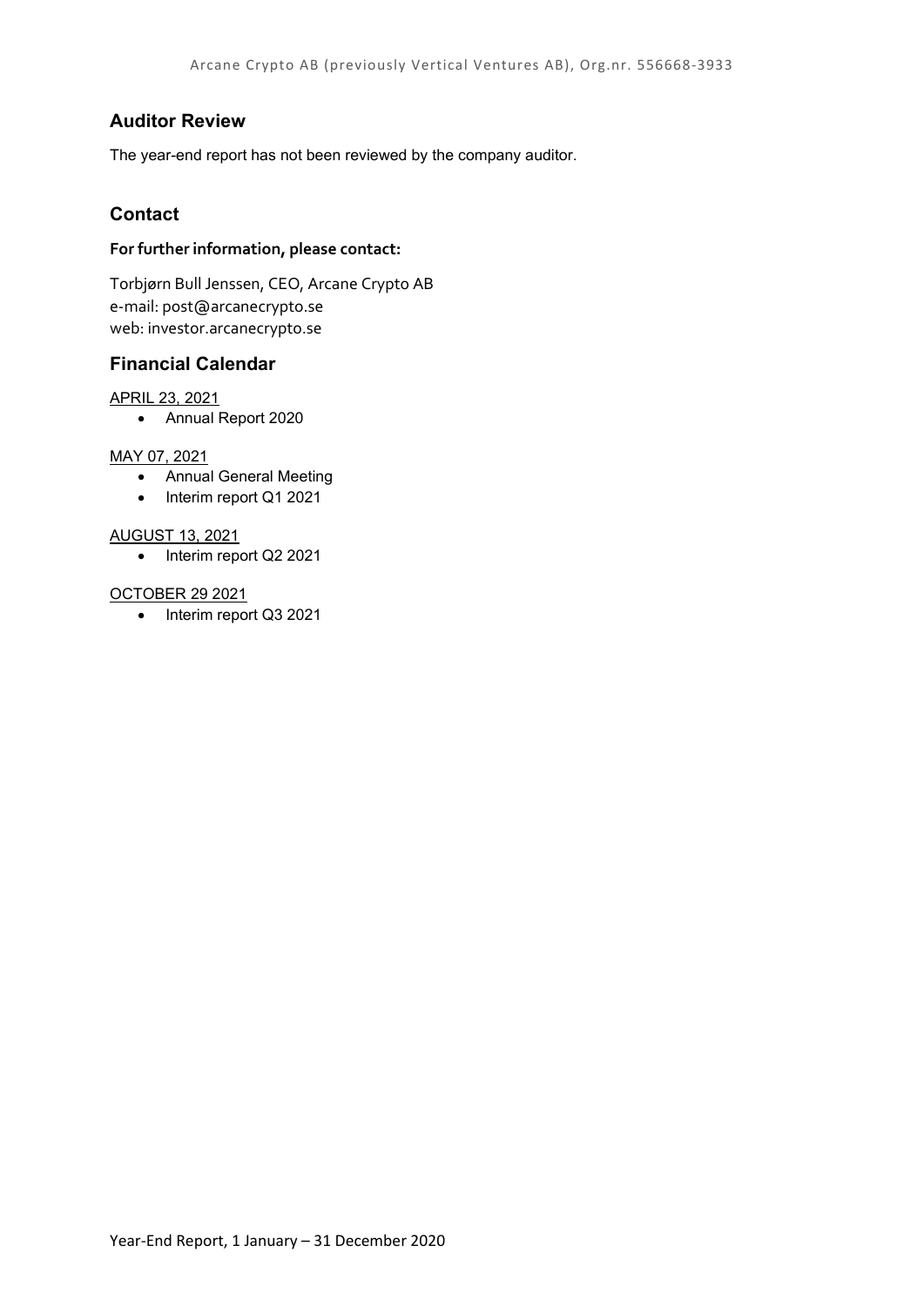## Auditor Review

The year-end report has not been reviewed by the company auditor.

## Contact

**For further information, please contact:**

Torbjørn Bull Jenssen, CEO, Arcane Crypto AB
e-mail: post@arcanecrypto.se
web: investor.arcanecrypto.se

## Financial Calendar

APRIL 23, 2021

- Annual Report 2020

MAY 07, 2021

- Annual General Meeting
- Interim report Q1 2021

AUGUST 13, 2021

- Interim report Q2 2021

OCTOBER 29 2021

- Interim report Q3 2021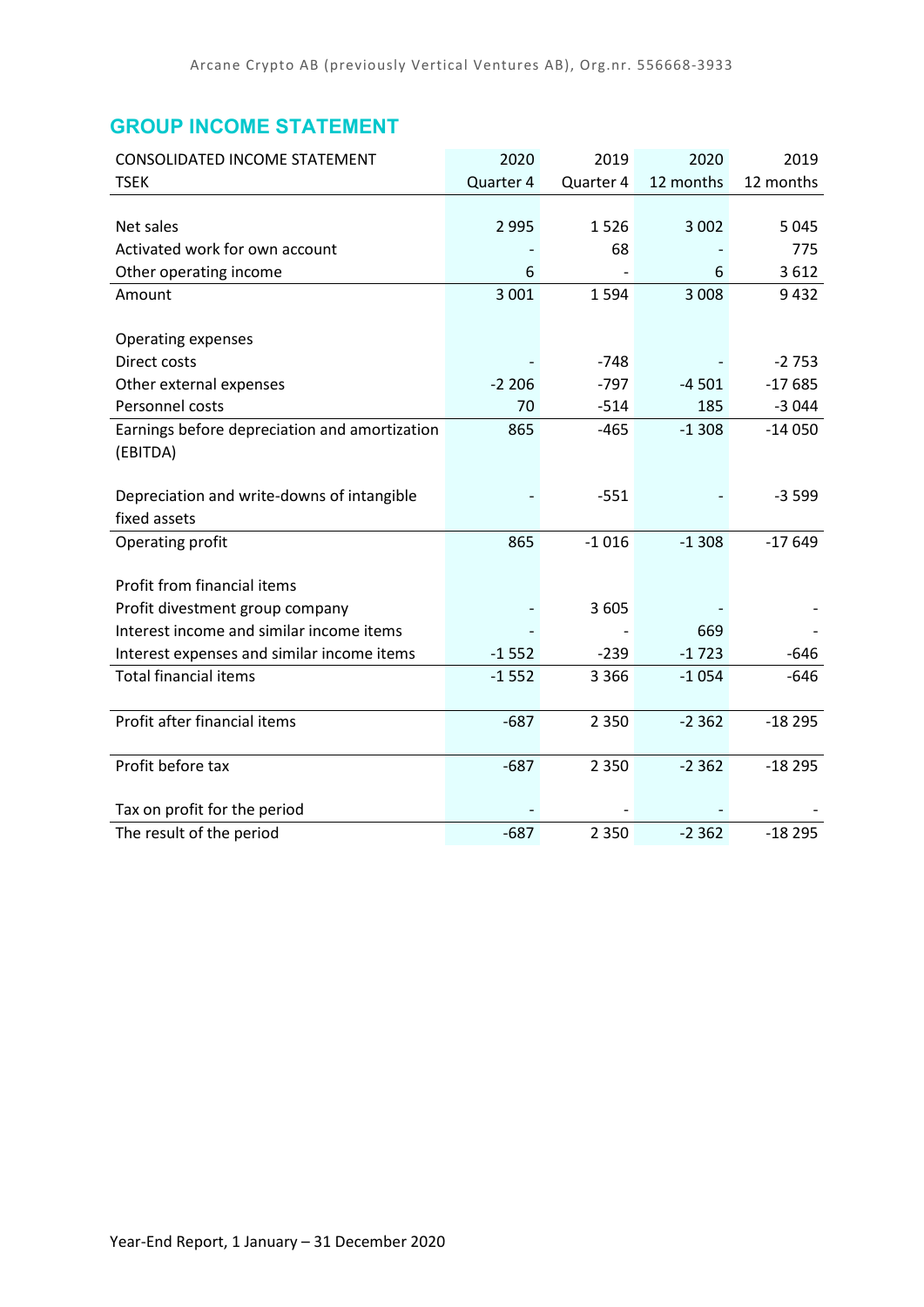## GROUP INCOME STATEMENT

| CONSOLIDATED INCOME STATEMENT | 2020 | 2019 | 2020 | 2019 |
|---|---|---|---|---|
| TSEK | Quarter 4 | Quarter 4 | 12 months | 12 months |
| | | | | |
| Net sales | 2 995 | 1 526 | 3 002 | 5 045 |
| Activated work for own account | - | 68 | - | 775 |
| Other operating income | 6 | - | 6 | 3 612 |
| Amount | 3 001 | 1 594 | 3 008 | 9 432 |
| | | | | |
| Operating expenses | | | | |
| Direct costs | - | -748 | - | -2 753 |
| Other external expenses | -2 206 | -797 | -4 501 | -17 685 |
| Personnel costs | 70 | -514 | 185 | -3 044 |
| Earnings before depreciation and amortization (EBITDA) | 865 | -465 | -1 308 | -14 050 |
| | | | | |
| Depreciation and write-downs of intangible fixed assets | - | -551 | - | -3 599 |
| Operating profit | 865 | -1 016 | -1 308 | -17 649 |
| | | | | |
| Profit from financial items | | | | |
| Profit divestment group company | - | 3 605 | - | - |
| Interest income and similar income items | - | - | 669 | - |
| Interest expenses and similar income items | -1 552 | -239 | -1 723 | -646 |
| Total financial items | -1 552 | 3 366 | -1 054 | -646 |
| | | | | |
| Profit after financial items | -687 | 2 350 | -2 362 | -18 295 |
| | | | | |
| Profit before tax | -687 | 2 350 | -2 362 | -18 295 |
| | | | | |
| Tax on profit for the period | - | - | - | - |
| The result of the period | -687 | 2 350 | -2 362 | -18 295 |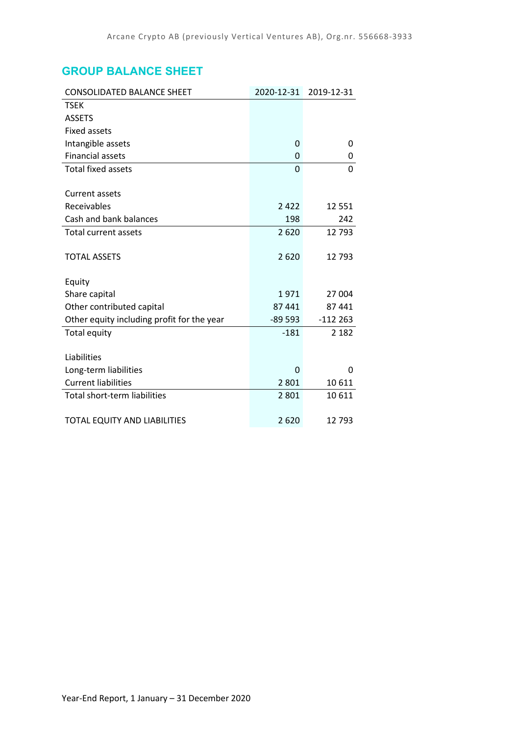## GROUP BALANCE SHEET

| CONSOLIDATED BALANCE SHEET | 2020-12-31 | 2019-12-31 |
|---|---|---|
| TSEK | | |
| ASSETS | | |
| Fixed assets | | |
| Intangible assets | 0 | 0 |
| Financial assets | 0 | 0 |
| Total fixed assets | 0 | 0 |
| | | |
| Current assets | | |
| Receivables | 2 422 | 12 551 |
| Cash and bank balances | 198 | 242 |
| Total current assets | 2 620 | 12 793 |
| | | |
| TOTAL ASSETS | 2 620 | 12 793 |
| | | |
| Equity | | |
| Share capital | 1 971 | 27 004 |
| Other contributed capital | 87 441 | 87 441 |
| Other equity including profit for the year | -89 593 | -112 263 |
| Total equity | -181 | 2 182 |
| | | |
| Liabilities | | |
| Long-term liabilities | 0 | 0 |
| Current liabilities | 2 801 | 10 611 |
| Total short-term liabilities | 2 801 | 10 611 |
| | | |
| TOTAL EQUITY AND LIABILITIES | 2 620 | 12 793 |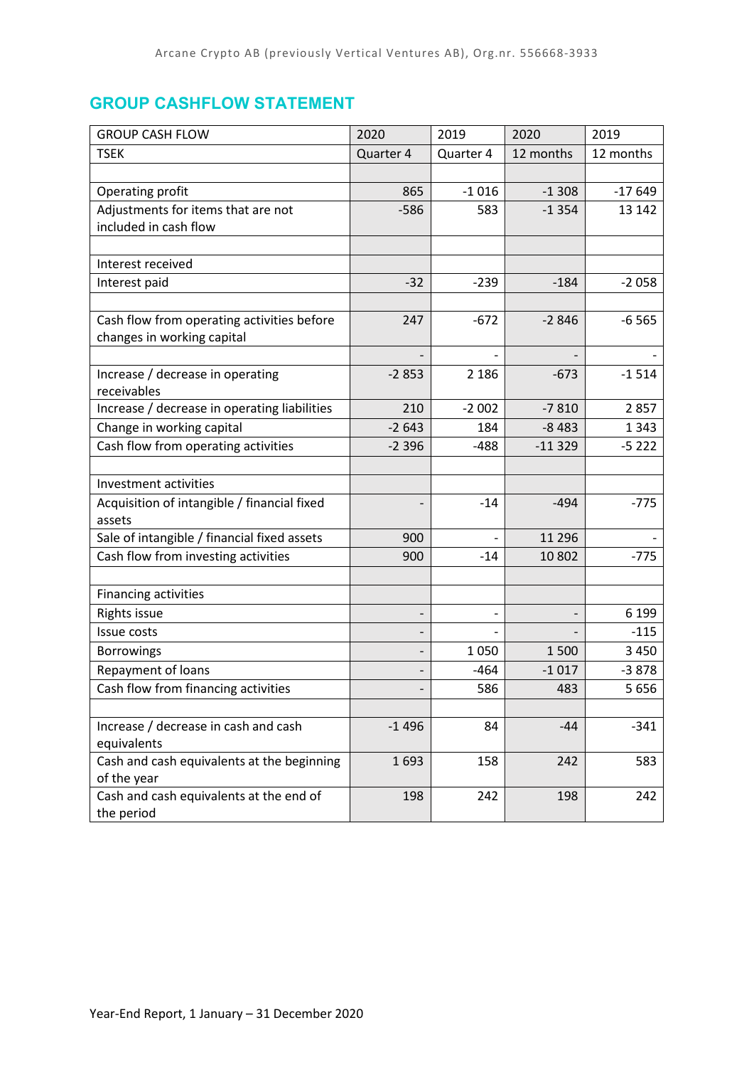## GROUP CASHFLOW STATEMENT

| GROUP CASH FLOW | 2020 | 2019 | 2020 | 2019 |
|---|---|---|---|---|
| TSEK | Quarter 4 | Quarter 4 | 12 months | 12 months |
| | | | | |
| Operating profit | 865 | -1 016 | -1 308 | -17 649 |
| Adjustments for items that are not included in cash flow | -586 | 583 | -1 354 | 13 142 |
| | | | | |
| Interest received | | | | |
| Interest paid | -32 | -239 | -184 | -2 058 |
| | | | | |
| Cash flow from operating activities before changes in working capital | 247 | -672 | -2 846 | -6 565 |
| | - | - | - | - |
| Increase / decrease in operating receivables | -2 853 | 2 186 | -673 | -1 514 |
| Increase / decrease in operating liabilities | 210 | -2 002 | -7 810 | 2 857 |
| Change in working capital | -2 643 | 184 | -8 483 | 1 343 |
| Cash flow from operating activities | -2 396 | -488 | -11 329 | -5 222 |
| | | | | |
| Investment activities | | | | |
| Acquisition of intangible / financial fixed assets | - | -14 | -494 | -775 |
| Sale of intangible / financial fixed assets | 900 | - | 11 296 | - |
| Cash flow from investing activities | 900 | -14 | 10 802 | -775 |
| | | | | |
| Financing activities | | | | |
| Rights issue | - | - | - | 6 199 |
| Issue costs | - | - | - | -115 |
| Borrowings | - | 1 050 | 1 500 | 3 450 |
| Repayment of loans | - | -464 | -1 017 | -3 878 |
| Cash flow from financing activities | - | 586 | 483 | 5 656 |
| | | | | |
| Increase / decrease in cash and cash equivalents | -1 496 | 84 | -44 | -341 |
| Cash and cash equivalents at the beginning of the year | 1 693 | 158 | 242 | 583 |
| Cash and cash equivalents at the end of the period | 198 | 242 | 198 | 242 |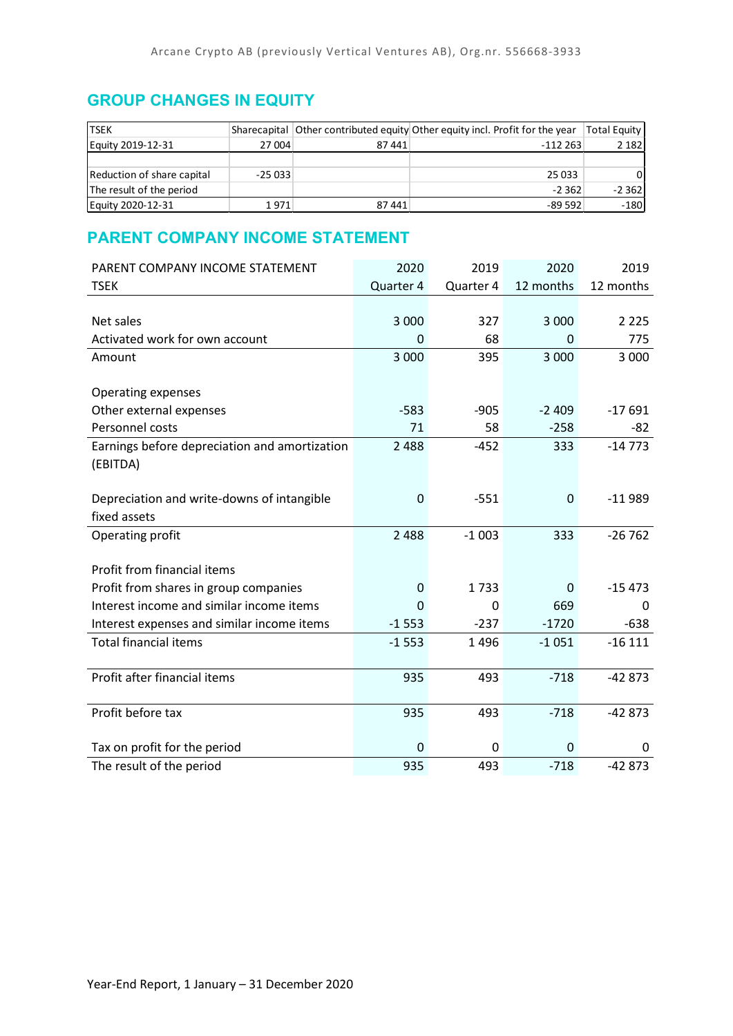## GROUP CHANGES IN EQUITY

| TSEK | Sharecapital | Other contributed equity | Other equity incl. Profit for the year | Total Equity |
|---|---|---|---|---|
| Equity 2019-12-31 | 27 004 | 87 441 | -112 263 | 2 182 |
| | | | | |
| Reduction of share capital | -25 033 | | 25 033 | 0 |
| The result of the period | | | -2 362 | -2 362 |
| Equity 2020-12-31 | 1 971 | 87 441 | -89 592 | -180 |

## PARENT COMPANY INCOME STATEMENT

| PARENT COMPANY INCOME STATEMENT<br>TSEK | 2020<br>Quarter 4 | 2019<br>Quarter 4 | 2020<br>12 months | 2019<br>12 months |
|---|---|---|---|---|
| Net sales | 3 000 | 327 | 3 000 | 2 225 |
| Activated work for own account | 0 | 68 | 0 | 775 |
| Amount | 3 000 | 395 | 3 000 | 3 000 |
| | | | | |
| Operating expenses | | | | |
| Other external expenses | -583 | -905 | -2 409 | -17 691 |
| Personnel costs | 71 | 58 | -258 | -82 |
| Earnings before depreciation and amortization (EBITDA) | 2 488 | -452 | 333 | -14 773 |
| | | | | |
| Depreciation and write-downs of intangible fixed assets | 0 | -551 | 0 | -11 989 |
| Operating profit | 2 488 | -1 003 | 333 | -26 762 |
| | | | | |
| Profit from financial items | | | | |
| Profit from shares in group companies | 0 | 1 733 | 0 | -15 473 |
| Interest income and similar income items | 0 | 0 | 669 | 0 |
| Interest expenses and similar income items | -1 553 | -237 | -1720 | -638 |
| Total financial items | -1 553 | 1 496 | -1 051 | -16 111 |
| | | | | |
| Profit after financial items | 935 | 493 | -718 | -42 873 |
| | | | | |
| Profit before tax | 935 | 493 | -718 | -42 873 |
| | | | | |
| Tax on profit for the period | 0 | 0 | 0 | 0 |
| The result of the period | 935 | 493 | -718 | -42 873 |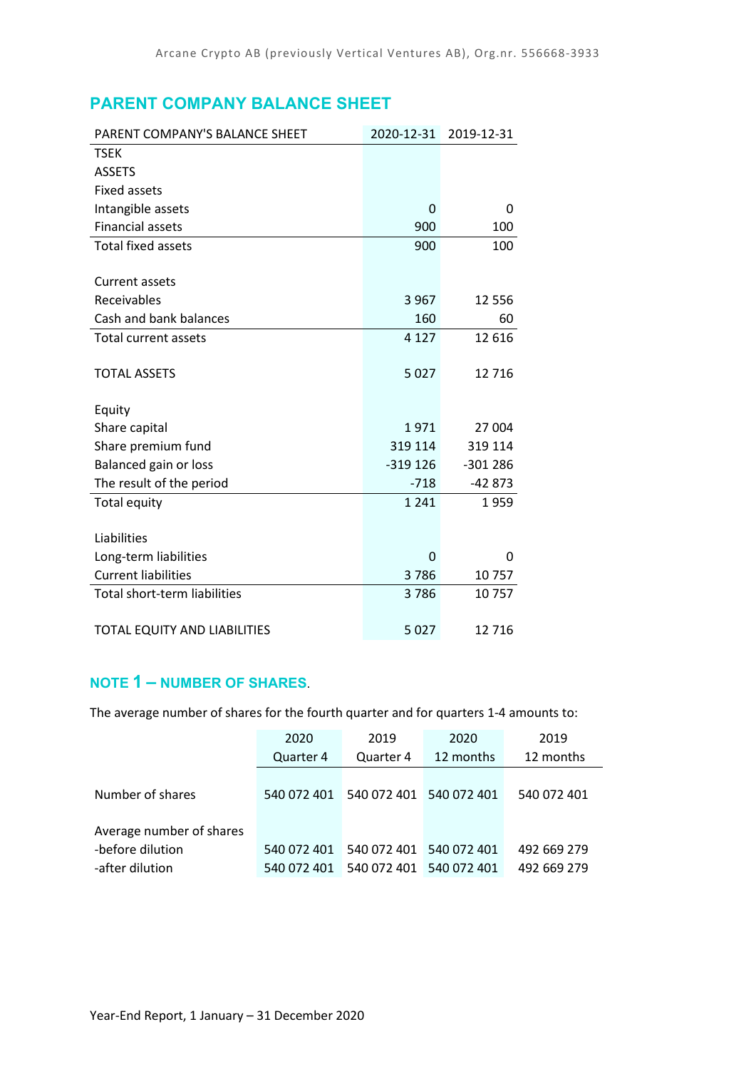## PARENT COMPANY BALANCE SHEET

| PARENT COMPANY'S BALANCE SHEET | 2020-12-31 | 2019-12-31 |
|---|---|---|
| TSEK | | |
| ASSETS | | |
| Fixed assets | | |
| Intangible assets | 0 | 0 |
| Financial assets | 900 | 100 |
| Total fixed assets | 900 | 100 |
| | | |
| Current assets | | |
| Receivables | 3 967 | 12 556 |
| Cash and bank balances | 160 | 60 |
| Total current assets | 4 127 | 12 616 |
| | | |
| TOTAL ASSETS | 5 027 | 12 716 |
| | | |
| Equity | | |
| Share capital | 1 971 | 27 004 |
| Share premium fund | 319 114 | 319 114 |
| Balanced gain or loss | -319 126 | -301 286 |
| The result of the period | -718 | -42 873 |
| Total equity | 1 241 | 1 959 |
| | | |
| Liabilities | | |
| Long-term liabilities | 0 | 0 |
| Current liabilities | 3 786 | 10 757 |
| Total short-term liabilities | 3 786 | 10 757 |
| | | |
| TOTAL EQUITY AND LIABILITIES | 5 027 | 12 716 |

## NOTE 1 – NUMBER OF SHARES.

The average number of shares for the fourth quarter and for quarters 1-4 amounts to:

| | 2020 Quarter 4 | 2019 Quarter 4 | 2020 12 months | 2019 12 months |
|---|---|---|---|---|
| Number of shares | 540 072 401 | 540 072 401 | 540 072 401 | 540 072 401 |
| | | | | |
| Average number of shares | | | | |
| -before dilution | 540 072 401 | 540 072 401 | 540 072 401 | 492 669 279 |
| -after dilution | 540 072 401 | 540 072 401 | 540 072 401 | 492 669 279 |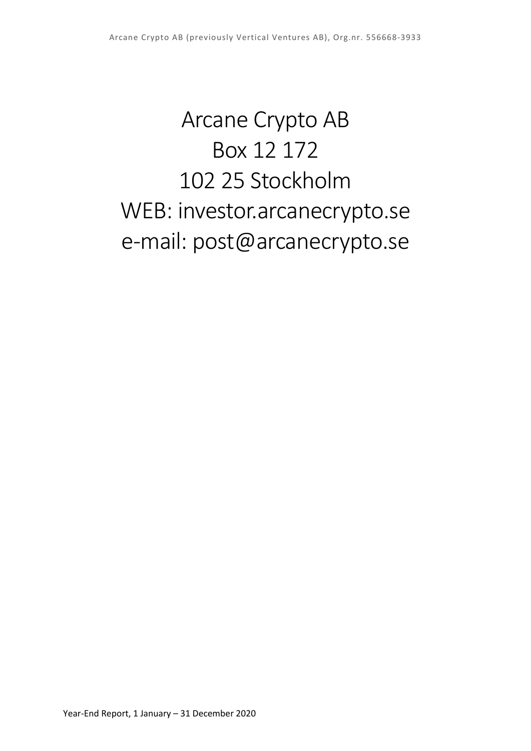Arcane Crypto AB

Box 12 172

102 25 Stockholm

WEB: investor.arcanecrypto.se

e-mail: post@arcanecrypto.se